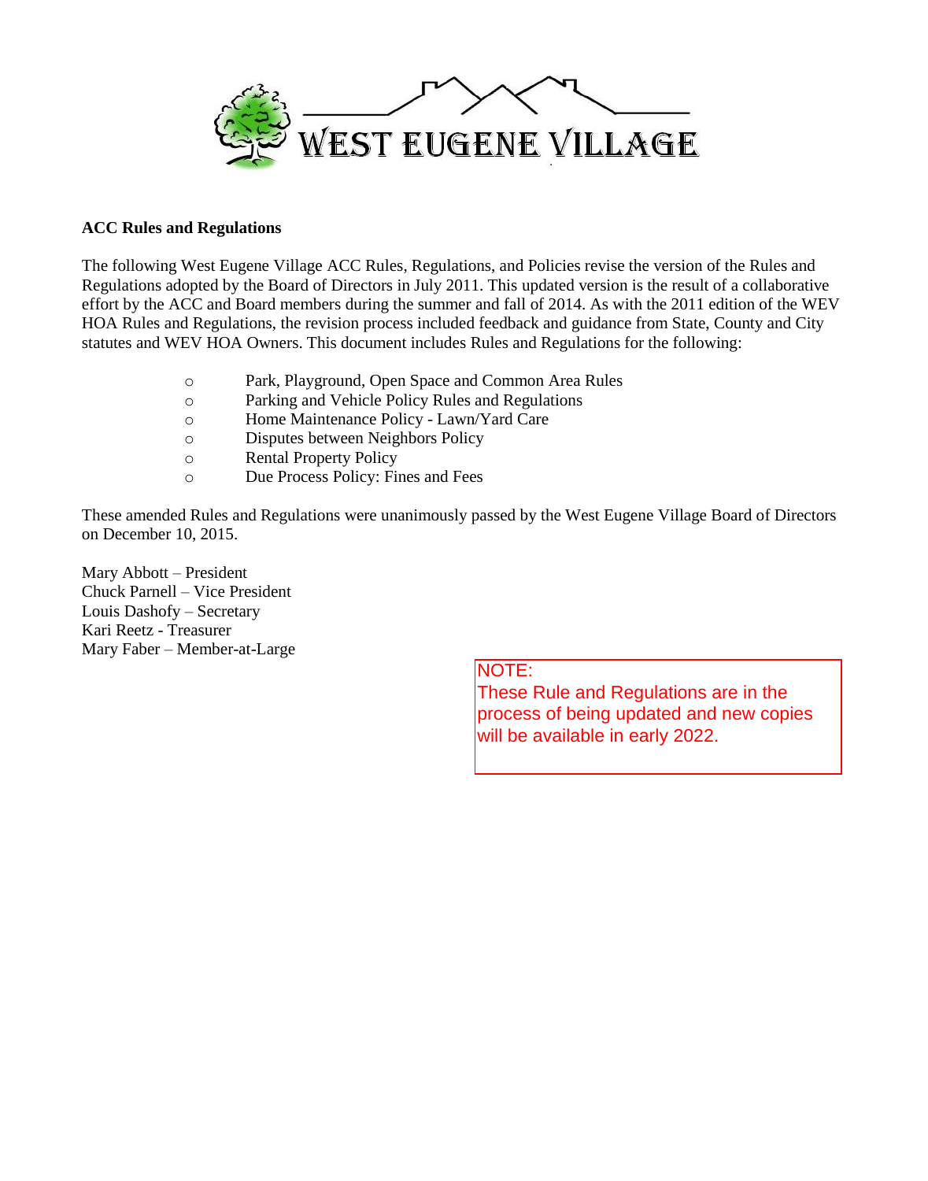WEST EUGENE VILLAGE

**ACC Rules and Regulations**

The following West Eugene Village ACC Rules, Regulations, and Policies revise the version of the Rules and Regulations adopted by the Board of Directors in July 2011. This updated version is the result of a collaborative effort by the ACC and Board members during the summer and fall of 2014. As with the 2011 edition of the WEV HOA Rules and Regulations, the revision process included feedback and guidance from State, County and City statutes and WEV HOA Owners. This document includes Rules and Regulations for the following:

- Park, Playground, Open Space and Common Area Rules
- Parking and Vehicle Policy Rules and Regulations
- Home Maintenance Policy - Lawn/Yard Care
- Disputes between Neighbors Policy
- Rental Property Policy
- Due Process Policy: Fines and Fees

These amended Rules and Regulations were unanimously passed by the West Eugene Village Board of Directors on December 10, 2015.

Mary Abbott – President
Chuck Parnell – Vice President
Louis Dashofy – Secretary
Kari Reetz - Treasurer
Mary Faber – Member-at-Large

NOTE:
These Rule and Regulations are in the process of being updated and new copies will be available in early 2022.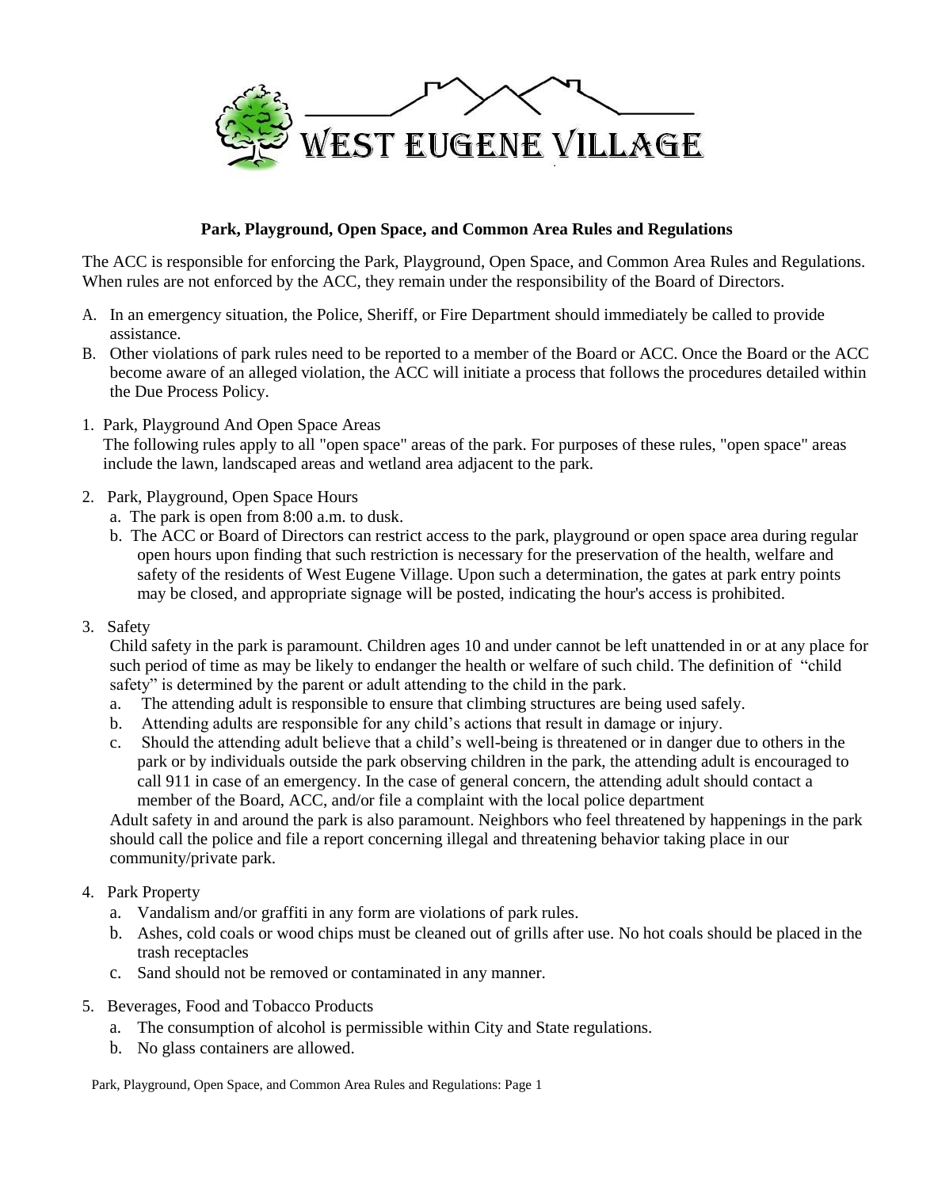# WEST EUGENE VILLAGE

## Park, Playground, Open Space, and Common Area Rules and Regulations

The ACC is responsible for enforcing the Park, Playground, Open Space, and Common Area Rules and Regulations. When rules are not enforced by the ACC, they remain under the responsibility of the Board of Directors.

A. In an emergency situation, the Police, Sheriff, or Fire Department should immediately be called to provide assistance.

B. Other violations of park rules need to be reported to a member of the Board or ACC. Once the Board or the ACC become aware of an alleged violation, the ACC will initiate a process that follows the procedures detailed within the Due Process Policy.

1. Park, Playground And Open Space Areas

   The following rules apply to all "open space" areas of the park. For purposes of these rules, "open space" areas include the lawn, landscaped areas and wetland area adjacent to the park.

2. Park, Playground, Open Space Hours
   a. The park is open from 8:00 a.m. to dusk.
   b. The ACC or Board of Directors can restrict access to the park, playground or open space area during regular open hours upon finding that such restriction is necessary for the preservation of the health, welfare and safety of the residents of West Eugene Village. Upon such a determination, the gates at park entry points may be closed, and appropriate signage will be posted, indicating the hour's access is prohibited.

3. Safety

   Child safety in the park is paramount. Children ages 10 and under cannot be left unattended in or at any place for such period of time as may be likely to endanger the health or welfare of such child. The definition of "child safety" is determined by the parent or adult attending to the child in the park.
   a. The attending adult is responsible to ensure that climbing structures are being used safely.
   b. Attending adults are responsible for any child's actions that result in damage or injury.
   c. Should the attending adult believe that a child's well-being is threatened or in danger due to others in the park or by individuals outside the park observing children in the park, the attending adult is encouraged to call 911 in case of an emergency. In the case of general concern, the attending adult should contact a member of the Board, ACC, and/or file a complaint with the local police department

   Adult safety in and around the park is also paramount. Neighbors who feel threatened by happenings in the park should call the police and file a report concerning illegal and threatening behavior taking place in our community/private park.

4. Park Property
   a. Vandalism and/or graffiti in any form are violations of park rules.
   b. Ashes, cold coals or wood chips must be cleaned out of grills after use. No hot coals should be placed in the trash receptacles
   c. Sand should not be removed or contaminated in any manner.

5. Beverages, Food and Tobacco Products
   a. The consumption of alcohol is permissible within City and State regulations.
   b. No glass containers are allowed.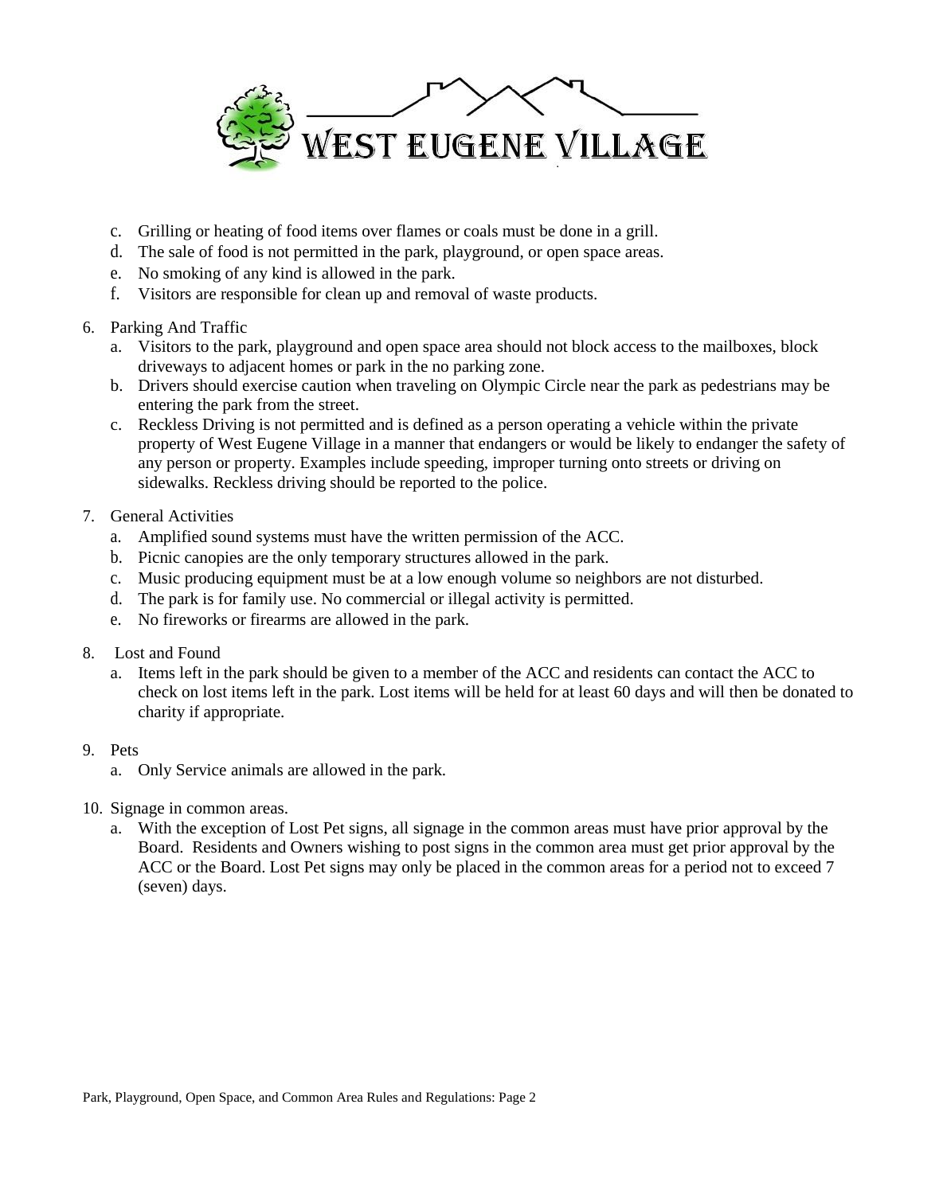c. Grilling or heating of food items over flames or coals must be done in a grill.
d. The sale of food is not permitted in the park, playground, or open space areas.
e. No smoking of any kind is allowed in the park.
f. Visitors are responsible for clean up and removal of waste products.

6. Parking And Traffic
   a. Visitors to the park, playground and open space area should not block access to the mailboxes, block driveways to adjacent homes or park in the no parking zone.
   b. Drivers should exercise caution when traveling on Olympic Circle near the park as pedestrians may be entering the park from the street.
   c. Reckless Driving is not permitted and is defined as a person operating a vehicle within the private property of West Eugene Village in a manner that endangers or would be likely to endanger the safety of any person or property. Examples include speeding, improper turning onto streets or driving on sidewalks. Reckless driving should be reported to the police.

7. General Activities
   a. Amplified sound systems must have the written permission of the ACC.
   b. Picnic canopies are the only temporary structures allowed in the park.
   c. Music producing equipment must be at a low enough volume so neighbors are not disturbed.
   d. The park is for family use. No commercial or illegal activity is permitted.
   e. No fireworks or firearms are allowed in the park.

8. Lost and Found
   a. Items left in the park should be given to a member of the ACC and residents can contact the ACC to check on lost items left in the park. Lost items will be held for at least 60 days and will then be donated to charity if appropriate.

9. Pets
   a. Only Service animals are allowed in the park.

10. Signage in common areas.
    a. With the exception of Lost Pet signs, all signage in the common areas must have prior approval by the Board. Residents and Owners wishing to post signs in the common area must get prior approval by the ACC or the Board. Lost Pet signs may only be placed in the common areas for a period not to exceed 7 (seven) days.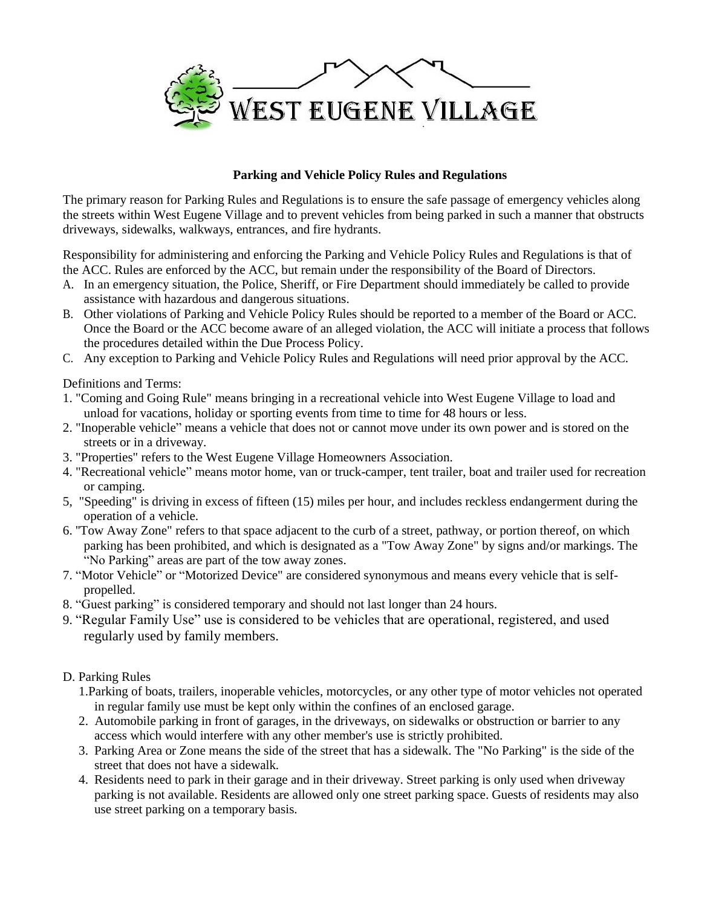# WEST EUGENE VILLAGE

**Parking and Vehicle Policy Rules and Regulations**

The primary reason for Parking Rules and Regulations is to ensure the safe passage of emergency vehicles along the streets within West Eugene Village and to prevent vehicles from being parked in such a manner that obstructs driveways, sidewalks, walkways, entrances, and fire hydrants.

Responsibility for administering and enforcing the Parking and Vehicle Policy Rules and Regulations is that of the ACC. Rules are enforced by the ACC, but remain under the responsibility of the Board of Directors.

A. In an emergency situation, the Police, Sheriff, or Fire Department should immediately be called to provide assistance with hazardous and dangerous situations.
B. Other violations of Parking and Vehicle Policy Rules should be reported to a member of the Board or ACC. Once the Board or the ACC become aware of an alleged violation, the ACC will initiate a process that follows the procedures detailed within the Due Process Policy.
C. Any exception to Parking and Vehicle Policy Rules and Regulations will need prior approval by the ACC.

Definitions and Terms:

1. "Coming and Going Rule" means bringing in a recreational vehicle into West Eugene Village to load and unload for vacations, holiday or sporting events from time to time for 48 hours or less.
2. "Inoperable vehicle" means a vehicle that does not or cannot move under its own power and is stored on the streets or in a driveway.
3. "Properties" refers to the West Eugene Village Homeowners Association.
4. "Recreational vehicle" means motor home, van or truck-camper, tent trailer, boat and trailer used for recreation or camping.
5, "Speeding" is driving in excess of fifteen (15) miles per hour, and includes reckless endangerment during the operation of a vehicle.
6. "Tow Away Zone" refers to that space adjacent to the curb of a street, pathway, or portion thereof, on which parking has been prohibited, and which is designated as a "Tow Away Zone" by signs and/or markings. The "No Parking" areas are part of the tow away zones.
7. "Motor Vehicle" or "Motorized Device" are considered synonymous and means every vehicle that is self-propelled.
8. "Guest parking" is considered temporary and should not last longer than 24 hours.
9. "Regular Family Use" use is considered to be vehicles that are operational, registered, and used regularly used by family members.

D. Parking Rules

1. Parking of boats, trailers, inoperable vehicles, motorcycles, or any other type of motor vehicles not operated in regular family use must be kept only within the confines of an enclosed garage.
2. Automobile parking in front of garages, in the driveways, on sidewalks or obstruction or barrier to any access which would interfere with any other member's use is strictly prohibited.
3. Parking Area or Zone means the side of the street that has a sidewalk. The "No Parking" is the side of the street that does not have a sidewalk.
4. Residents need to park in their garage and in their driveway. Street parking is only used when driveway parking is not available. Residents are allowed only one street parking space. Guests of residents may also use street parking on a temporary basis.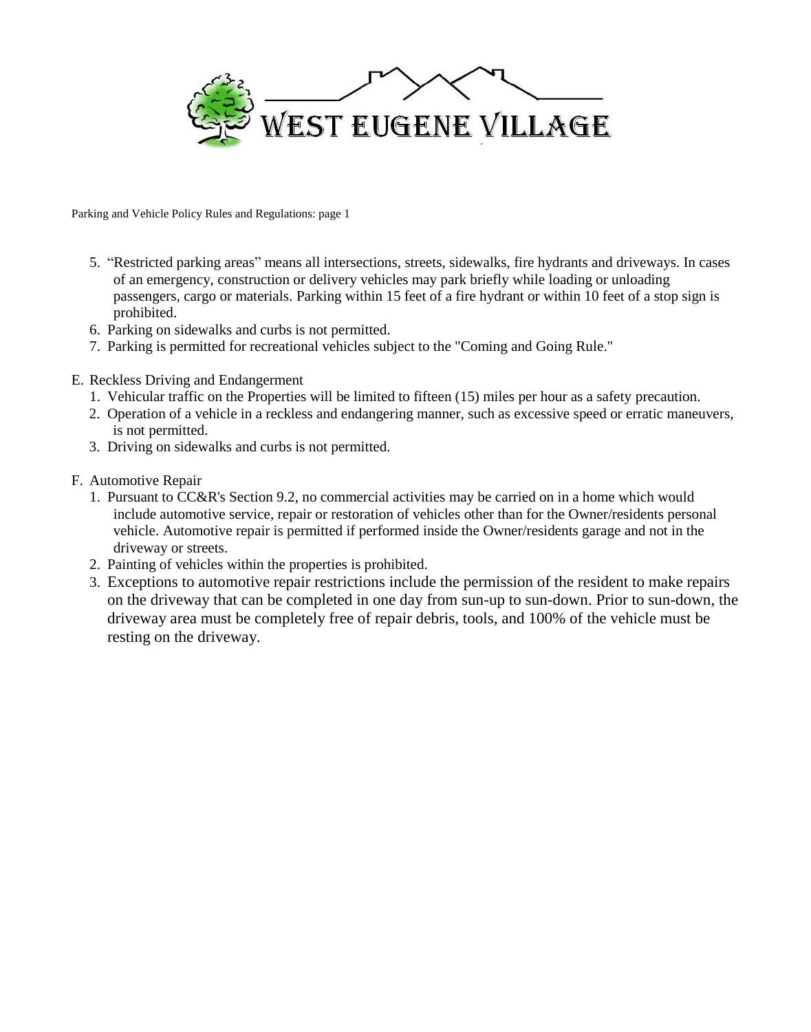Parking and Vehicle Policy Rules and Regulations: page 1

5. "Restricted parking areas" means all intersections, streets, sidewalks, fire hydrants and driveways. In cases of an emergency, construction or delivery vehicles may park briefly while loading or unloading passengers, cargo or materials. Parking within 15 feet of a fire hydrant or within 10 feet of a stop sign is prohibited.
6. Parking on sidewalks and curbs is not permitted.
7. Parking is permitted for recreational vehicles subject to the "Coming and Going Rule."

E. Reckless Driving and Endangerment

1. Vehicular traffic on the Properties will be limited to fifteen (15) miles per hour as a safety precaution.
2. Operation of a vehicle in a reckless and endangering manner, such as excessive speed or erratic maneuvers, is not permitted.
3. Driving on sidewalks and curbs is not permitted.

F. Automotive Repair

1. Pursuant to CC&R's Section 9.2, no commercial activities may be carried on in a home which would include automotive service, repair or restoration of vehicles other than for the Owner/residents personal vehicle. Automotive repair is permitted if performed inside the Owner/residents garage and not in the driveway or streets.
2. Painting of vehicles within the properties is prohibited.
3. Exceptions to automotive repair restrictions include the permission of the resident to make repairs on the driveway that can be completed in one day from sun-up to sun-down. Prior to sun-down, the driveway area must be completely free of repair debris, tools, and 100% of the vehicle must be resting on the driveway.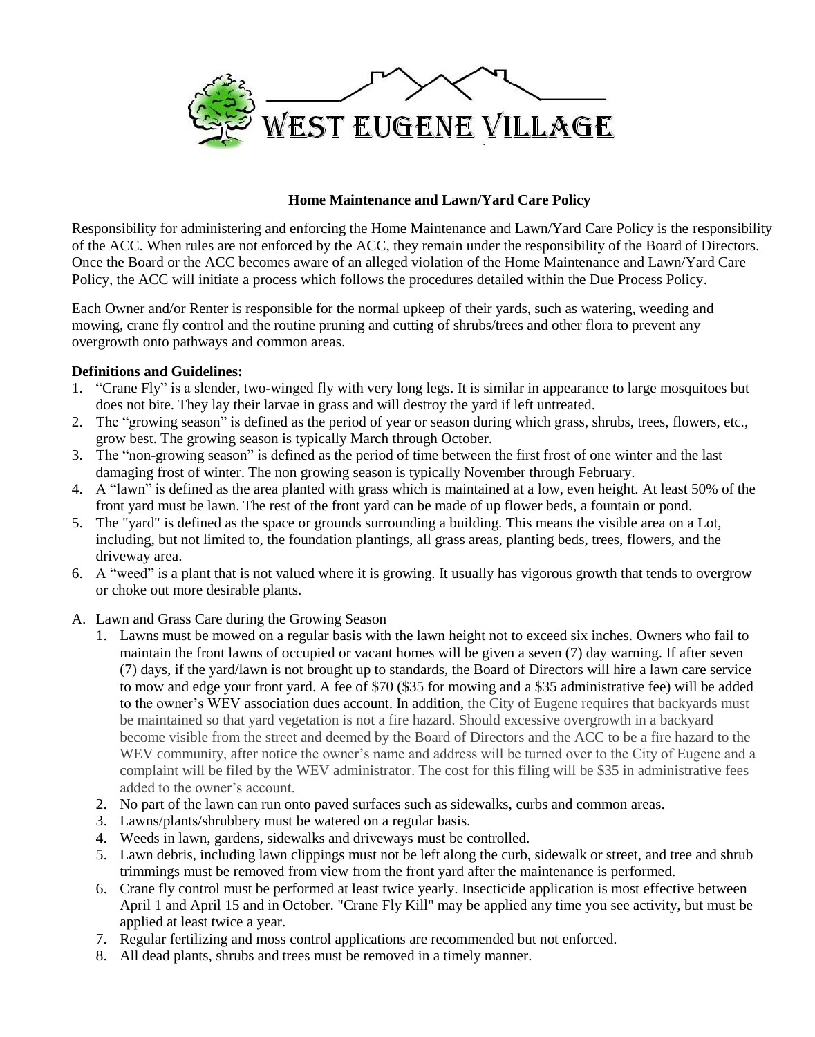# WEST EUGENE VILLAGE

**Home Maintenance and Lawn/Yard Care Policy**

Responsibility for administering and enforcing the Home Maintenance and Lawn/Yard Care Policy is the responsibility of the ACC. When rules are not enforced by the ACC, they remain under the responsibility of the Board of Directors. Once the Board or the ACC becomes aware of an alleged violation of the Home Maintenance and Lawn/Yard Care Policy, the ACC will initiate a process which follows the procedures detailed within the Due Process Policy.

Each Owner and/or Renter is responsible for the normal upkeep of their yards, such as watering, weeding and mowing, crane fly control and the routine pruning and cutting of shrubs/trees and other flora to prevent any overgrowth onto pathways and common areas.

**Definitions and Guidelines:**

1. "Crane Fly" is a slender, two-winged fly with very long legs. It is similar in appearance to large mosquitoes but does not bite. They lay their larvae in grass and will destroy the yard if left untreated.
2. The "growing season" is defined as the period of year or season during which grass, shrubs, trees, flowers, etc., grow best. The growing season is typically March through October.
3. The "non-growing season" is defined as the period of time between the first frost of one winter and the last damaging frost of winter. The non growing season is typically November through February.
4. A "lawn" is defined as the area planted with grass which is maintained at a low, even height. At least 50% of the front yard must be lawn. The rest of the front yard can be made of up flower beds, a fountain or pond.
5. The "yard" is defined as the space or grounds surrounding a building. This means the visible area on a Lot, including, but not limited to, the foundation plantings, all grass areas, planting beds, trees, flowers, and the driveway area.
6. A "weed" is a plant that is not valued where it is growing. It usually has vigorous growth that tends to overgrow or choke out more desirable plants.

A. Lawn and Grass Care during the Growing Season

1. Lawns must be mowed on a regular basis with the lawn height not to exceed six inches. Owners who fail to maintain the front lawns of occupied or vacant homes will be given a seven (7) day warning. If after seven (7) days, if the yard/lawn is not brought up to standards, the Board of Directors will hire a lawn care service to mow and edge your front yard. A fee of $70 ($35 for mowing and a $35 administrative fee) will be added to the owner's WEV association dues account. In addition, the City of Eugene requires that backyards must be maintained so that yard vegetation is not a fire hazard. Should excessive overgrowth in a backyard become visible from the street and deemed by the Board of Directors and the ACC to be a fire hazard to the WEV community, after notice the owner's name and address will be turned over to the City of Eugene and a complaint will be filed by the WEV administrator. The cost for this filing will be $35 in administrative fees added to the owner's account.
2. No part of the lawn can run onto paved surfaces such as sidewalks, curbs and common areas.
3. Lawns/plants/shrubbery must be watered on a regular basis.
4. Weeds in lawn, gardens, sidewalks and driveways must be controlled.
5. Lawn debris, including lawn clippings must not be left along the curb, sidewalk or street, and tree and shrub trimmings must be removed from view from the front yard after the maintenance is performed.
6. Crane fly control must be performed at least twice yearly. Insecticide application is most effective between April 1 and April 15 and in October. "Crane Fly Kill" may be applied any time you see activity, but must be applied at least twice a year.
7. Regular fertilizing and moss control applications are recommended but not enforced.
8. All dead plants, shrubs and trees must be removed in a timely manner.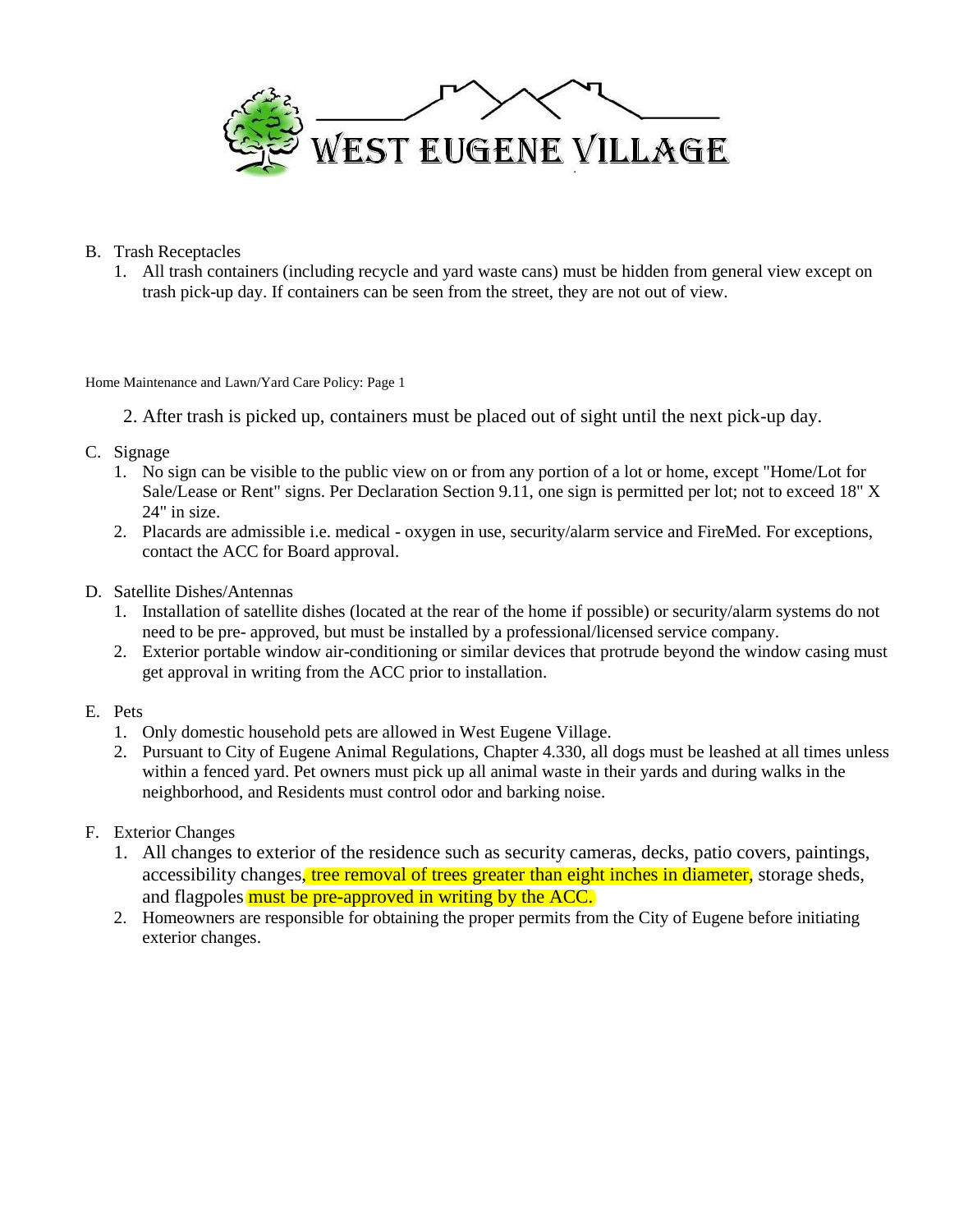B. Trash Receptacles
   1. All trash containers (including recycle and yard waste cans) must be hidden from general view except on trash pick-up day. If containers can be seen from the street, they are not out of view.
   2. After trash is picked up, containers must be placed out of sight until the next pick-up day.

C. Signage
   1. No sign can be visible to the public view on or from any portion of a lot or home, except "Home/Lot for Sale/Lease or Rent" signs. Per Declaration Section 9.11, one sign is permitted per lot; not to exceed 18" X 24" in size.
   2. Placards are admissible i.e. medical - oxygen in use, security/alarm service and FireMed. For exceptions, contact the ACC for Board approval.

D. Satellite Dishes/Antennas
   1. Installation of satellite dishes (located at the rear of the home if possible) or security/alarm systems do not need to be pre- approved, but must be installed by a professional/licensed service company.
   2. Exterior portable window air-conditioning or similar devices that protrude beyond the window casing must get approval in writing from the ACC prior to installation.

E. Pets
   1. Only domestic household pets are allowed in West Eugene Village.
   2. Pursuant to City of Eugene Animal Regulations, Chapter 4.330, all dogs must be leashed at all times unless within a fenced yard. Pet owners must pick up all animal waste in their yards and during walks in the neighborhood, and Residents must control odor and barking noise.

F. Exterior Changes
   1. All changes to exterior of the residence such as security cameras, decks, patio covers, paintings, accessibility changes, tree removal of trees greater than eight inches in diameter, storage sheds, and flagpoles must be pre-approved in writing by the ACC.
   2. Homeowners are responsible for obtaining the proper permits from the City of Eugene before initiating exterior changes.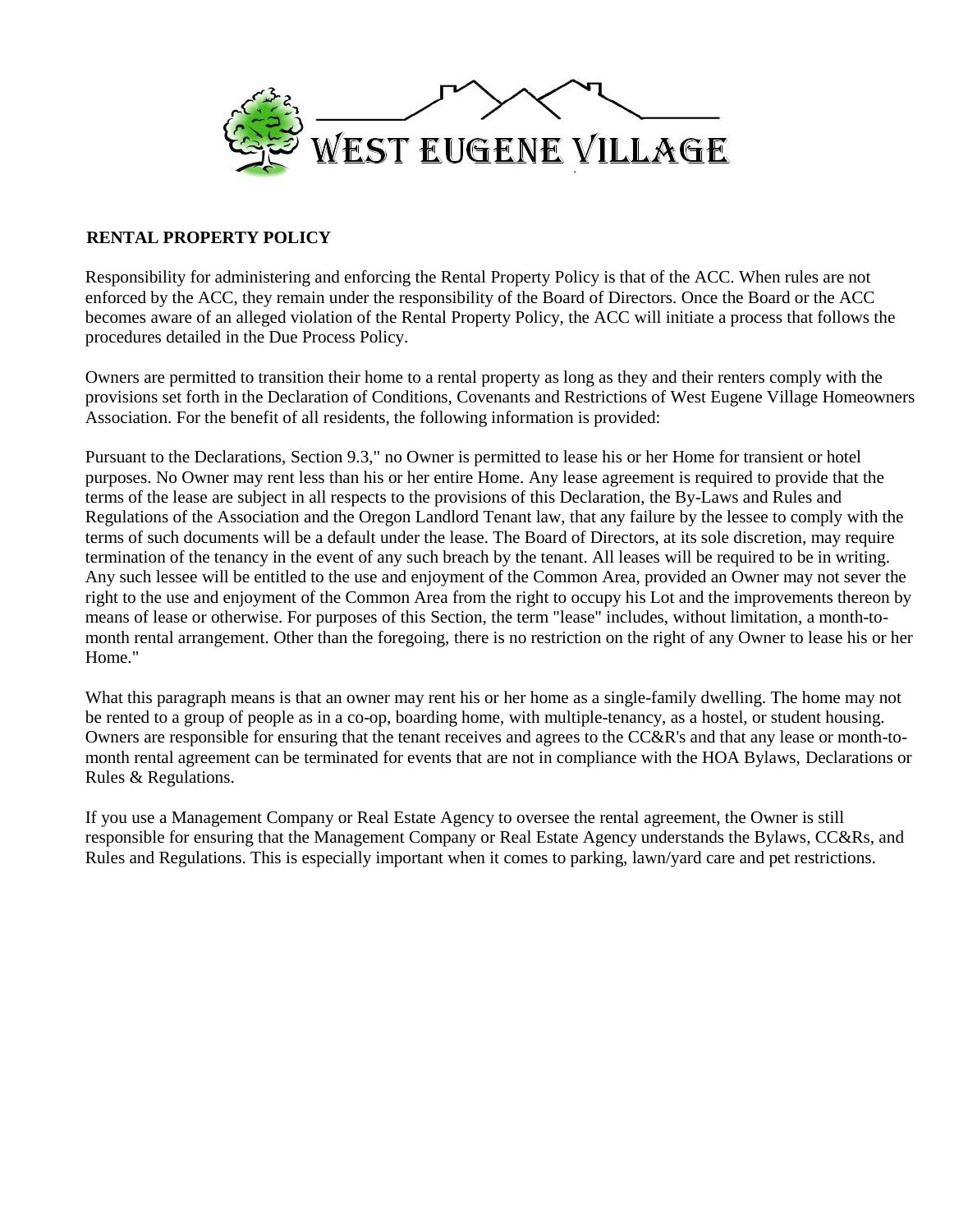WEST EUGENE VILLAGE

**RENTAL PROPERTY POLICY**

Responsibility for administering and enforcing the Rental Property Policy is that of the ACC. When rules are not enforced by the ACC, they remain under the responsibility of the Board of Directors. Once the Board or the ACC becomes aware of an alleged violation of the Rental Property Policy, the ACC will initiate a process that follows the procedures detailed in the Due Process Policy.

Owners are permitted to transition their home to a rental property as long as they and their renters comply with the provisions set forth in the Declaration of Conditions, Covenants and Restrictions of West Eugene Village Homeowners Association. For the benefit of all residents, the following information is provided:

Pursuant to the Declarations, Section 9.3," no Owner is permitted to lease his or her Home for transient or hotel purposes. No Owner may rent less than his or her entire Home. Any lease agreement is required to provide that the terms of the lease are subject in all respects to the provisions of this Declaration, the By-Laws and Rules and Regulations of the Association and the Oregon Landlord Tenant law, that any failure by the lessee to comply with the terms of such documents will be a default under the lease. The Board of Directors, at its sole discretion, may require termination of the tenancy in the event of any such breach by the tenant. All leases will be required to be in writing. Any such lessee will be entitled to the use and enjoyment of the Common Area, provided an Owner may not sever the right to the use and enjoyment of the Common Area from the right to occupy his Lot and the improvements thereon by means of lease or otherwise. For purposes of this Section, the term "lease" includes, without limitation, a month-to-month rental arrangement. Other than the foregoing, there is no restriction on the right of any Owner to lease his or her Home."

What this paragraph means is that an owner may rent his or her home as a single-family dwelling. The home may not be rented to a group of people as in a co-op, boarding home, with multiple-tenancy, as a hostel, or student housing. Owners are responsible for ensuring that the tenant receives and agrees to the CC&R's and that any lease or month-to-month rental agreement can be terminated for events that are not in compliance with the HOA Bylaws, Declarations or Rules & Regulations.

If you use a Management Company or Real Estate Agency to oversee the rental agreement, the Owner is still responsible for ensuring that the Management Company or Real Estate Agency understands the Bylaws, CC&Rs, and Rules and Regulations. This is especially important when it comes to parking, lawn/yard care and pet restrictions.